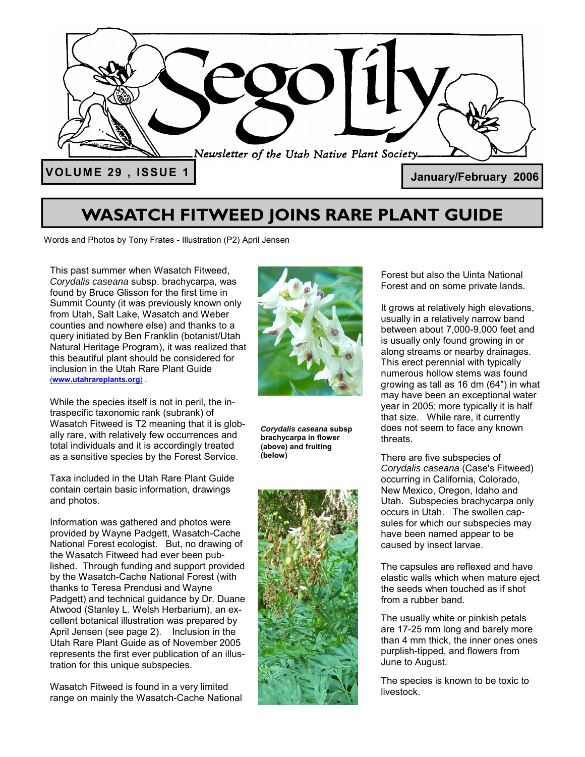# Sego Lily

*Newsletter of the Utah Native Plant Society*

**VOLUME 29 , ISSUE 1**

**January/February 2006**

## WASATCH FITWEED JOINS RARE PLANT GUIDE

Words and Photos by Tony Frates - Illustration (P2) April Jensen

This past summer when Wasatch Fitweed, *Corydalis caseana* subsp. brachycarpa, was found by Bruce Glisson for the first time in Summit County (it was previously known only from Utah, Salt Lake, Wasatch and Weber counties and nowhere else) and thanks to a query initiated by Ben Franklin (botanist/Utah Natural Heritage Program), it was realized that this beautiful plant should be considered for inclusion in the Utah Rare Plant Guide (**www.utahrareplants.org**) .

While the species itself is not in peril, the intraspecific taxonomic rank (subrank) of Wasatch Fitweed is T2 meaning that it is globally rare, with relatively few occurrences and total individuals and it is accordingly treated as a sensitive species by the Forest Service.

Taxa included in the Utah Rare Plant Guide contain certain basic information, drawings and photos.

Information was gathered and photos were provided by Wayne Padgett, Wasatch-Cache National Forest ecologist. But, no drawing of the Wasatch Fitweed had ever been published. Through funding and support provided by the Wasatch-Cache National Forest (with thanks to Teresa Prendusi and Wayne Padgett) and technical guidance by Dr. Duane Atwood (Stanley L. Welsh Herbarium), an excellent botanical illustration was prepared by April Jensen (see page 2). Inclusion in the Utah Rare Plant Guide as of November 2005 represents the first ever publication of an illustration for this unique subspecies.

Wasatch Fitweed is found in a very limited range on mainly the Wasatch-Cache National Forest but also the Uinta National Forest and on some private lands.

It grows at relatively high elevations, usually in a relatively narrow band between about 7,000-9,000 feet and is usually only found growing in or along streams or nearby drainages. This erect perennial with typically numerous hollow stems was found growing as tall as 16 dm (64") in what may have been an exceptional water year in 2005; more typically it is half that size. While rare, it currently does not seem to face any known threats.

There are five subspecies of *Corydalis caseana* (Case's Fitweed) occurring in California, Colorado, New Mexico, Oregon, Idaho and Utah. Subspecies brachycarpa only occurs in Utah. The swollen capsules for which our subspecies may have been named appear to be caused by insect larvae.

The capsules are reflexed and have elastic walls which when mature eject the seeds when touched as if shot from a rubber band.

The usually white or pinkish petals are 17-25 mm long and barely more than 4 mm thick, the inner ones ones purplish-tipped, and flowers from June to August.

The species is known to be toxic to livestock.

***Corydalis caseana* subsp brachycarpa in flower (above) and fruiting (below)**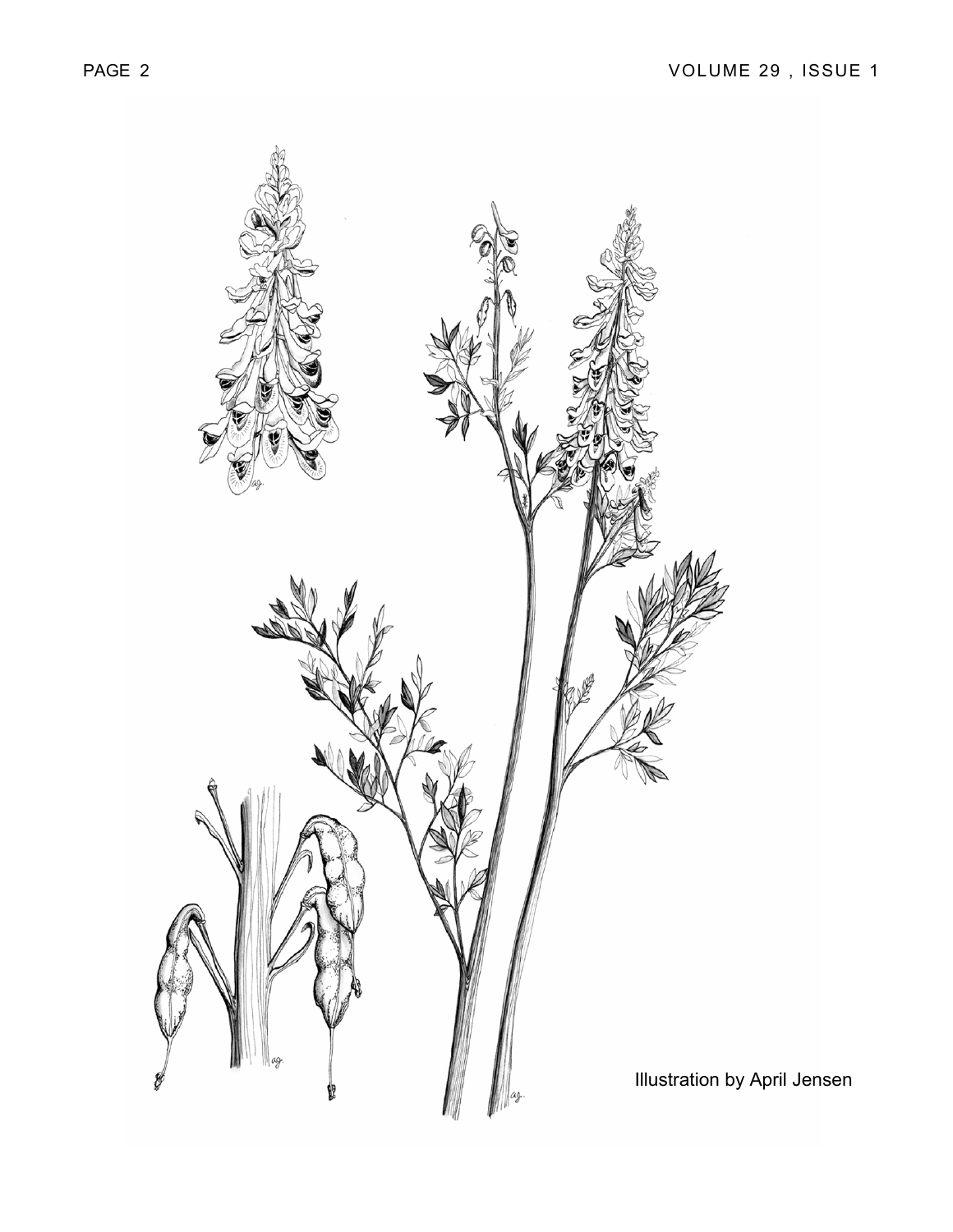Illustration by April Jensen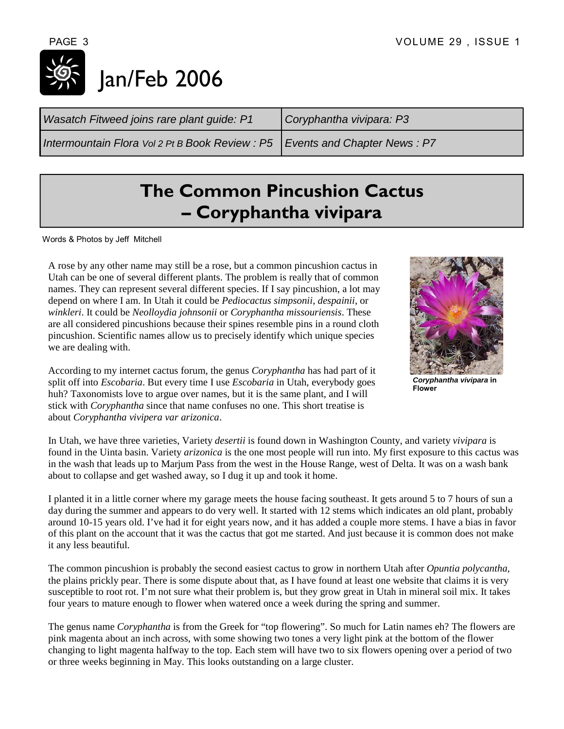# Jan/Feb 2006

| *Wasatch Fitweed joins rare plant guide: P1* | *Coryphantha vivipara: P3* |
| --- | --- |
| *Intermountain Flora Vol 2 Pt B Book Review : P5* | *Events and Chapter News : P7* |

## The Common Pincushion Cactus – Coryphantha vivipara

Words & Photos by Jeff Mitchell

A rose by any other name may still be a rose, but a common pincushion cactus in Utah can be one of several different plants. The problem is really that of common names. They can represent several different species. If I say pincushion, a lot may depend on where I am. In Utah it could be *Pediocactus simpsonii*, *despainii*, or *winkleri*. It could be *Neolloydia johnsonii* or *Coryphantha missouriensis*. These are all considered pincushions because their spines resemble pins in a round cloth pincushion. Scientific names allow us to precisely identify which unique species we are dealing with.

According to my internet cactus forum, the genus *Coryphantha* has had part of it split off into *Escobaria*. But every time I use *Escobaria* in Utah, everybody goes huh? Taxonomists love to argue over names, but it is the same plant, and I will stick with *Coryphantha* since that name confuses no one. This short treatise is about *Coryphantha vivipera var arizonica*.

***Coryphantha vivipara* in Flower**

In Utah, we have three varieties, Variety *desertii* is found down in Washington County, and variety *vivipara* is found in the Uinta basin. Variety *arizonica* is the one most people will run into. My first exposure to this cactus was in the wash that leads up to Marjum Pass from the west in the House Range, west of Delta. It was on a wash bank about to collapse and get washed away, so I dug it up and took it home.

I planted it in a little corner where my garage meets the house facing southeast. It gets around 5 to 7 hours of sun a day during the summer and appears to do very well. It started with 12 stems which indicates an old plant, probably around 10-15 years old. I've had it for eight years now, and it has added a couple more stems. I have a bias in favor of this plant on the account that it was the cactus that got me started. And just because it is common does not make it any less beautiful.

The common pincushion is probably the second easiest cactus to grow in northern Utah after *Opuntia polycantha*, the plains prickly pear. There is some dispute about that, as I have found at least one website that claims it is very susceptible to root rot. I'm not sure what their problem is, but they grow great in Utah in mineral soil mix. It takes four years to mature enough to flower when watered once a week during the spring and summer.

The genus name *Coryphantha* is from the Greek for "top flowering". So much for Latin names eh? The flowers are pink magenta about an inch across, with some showing two tones a very light pink at the bottom of the flower changing to light magenta halfway to the top. Each stem will have two to six flowers opening over a period of two or three weeks beginning in May. This looks outstanding on a large cluster.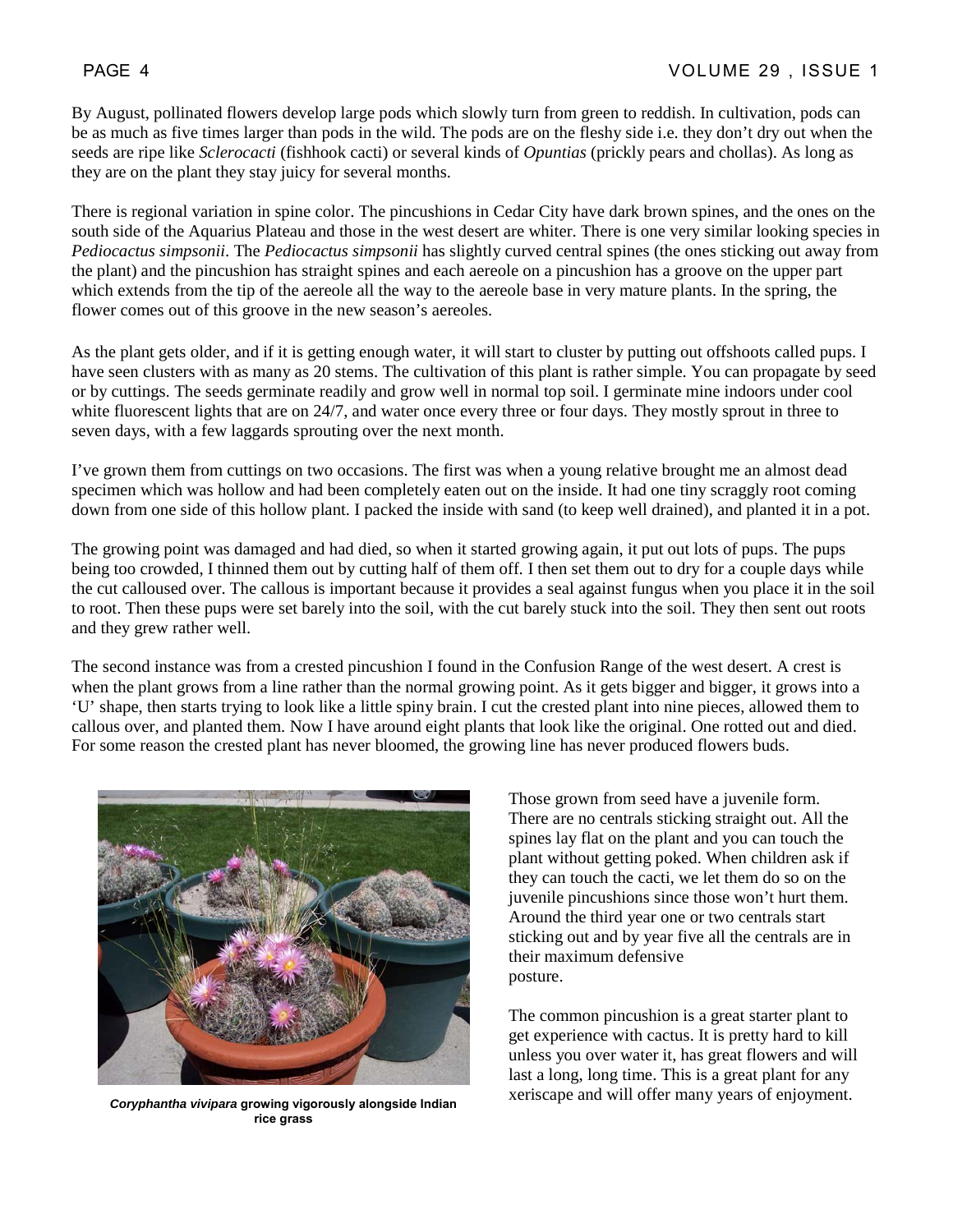By August, pollinated flowers develop large pods which slowly turn from green to reddish. In cultivation, pods can be as much as five times larger than pods in the wild. The pods are on the fleshy side i.e. they don't dry out when the seeds are ripe like *Sclerocacti* (fishhook cacti) or several kinds of *Opuntias* (prickly pears and chollas). As long as they are on the plant they stay juicy for several months.

There is regional variation in spine color. The pincushions in Cedar City have dark brown spines, and the ones on the south side of the Aquarius Plateau and those in the west desert are whiter. There is one very similar looking species in *Pediocactus simpsonii*. The *Pediocactus simpsonii* has slightly curved central spines (the ones sticking out away from the plant) and the pincushion has straight spines and each aereole on a pincushion has a groove on the upper part which extends from the tip of the aereole all the way to the aereole base in very mature plants. In the spring, the flower comes out of this groove in the new season's aereoles.

As the plant gets older, and if it is getting enough water, it will start to cluster by putting out offshoots called pups. I have seen clusters with as many as 20 stems. The cultivation of this plant is rather simple. You can propagate by seed or by cuttings. The seeds germinate readily and grow well in normal top soil. I germinate mine indoors under cool white fluorescent lights that are on 24/7, and water once every three or four days. They mostly sprout in three to seven days, with a few laggards sprouting over the next month.

I've grown them from cuttings on two occasions. The first was when a young relative brought me an almost dead specimen which was hollow and had been completely eaten out on the inside. It had one tiny scraggly root coming down from one side of this hollow plant. I packed the inside with sand (to keep well drained), and planted it in a pot.

The growing point was damaged and had died, so when it started growing again, it put out lots of pups. The pups being too crowded, I thinned them out by cutting half of them off. I then set them out to dry for a couple days while the cut calloused over. The callous is important because it provides a seal against fungus when you place it in the soil to root. Then these pups were set barely into the soil, with the cut barely stuck into the soil. They then sent out roots and they grew rather well.

The second instance was from a crested pincushion I found in the Confusion Range of the west desert. A crest is when the plant grows from a line rather than the normal growing point. As it gets bigger and bigger, it grows into a 'U' shape, then starts trying to look like a little spiny brain. I cut the crested plant into nine pieces, allowed them to callous over, and planted them. Now I have around eight plants that look like the original. One rotted out and died. For some reason the crested plant has never bloomed, the growing line has never produced flowers buds.

***Coryphantha vivipara* growing vigorously alongside Indian rice grass**

Those grown from seed have a juvenile form. There are no centrals sticking straight out. All the spines lay flat on the plant and you can touch the plant without getting poked. When children ask if they can touch the cacti, we let them do so on the juvenile pincushions since those won't hurt them. Around the third year one or two centrals start sticking out and by year five all the centrals are in their maximum defensive posture.

The common pincushion is a great starter plant to get experience with cactus. It is pretty hard to kill unless you over water it, has great flowers and will last a long, long time. This is a great plant for any xeriscape and will offer many years of enjoyment.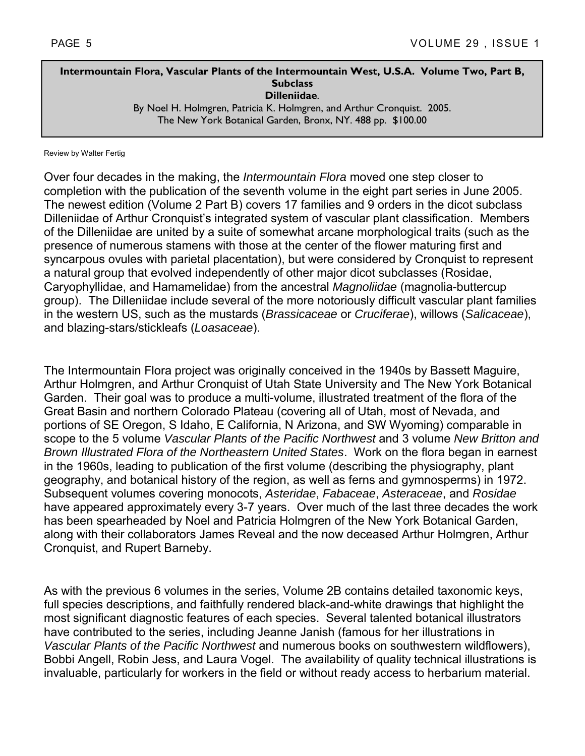**Intermountain Flora, Vascular Plants of the Intermountain West, U.S.A. Volume Two, Part B, Subclass Dilleniidae**.

By Noel H. Holmgren, Patricia K. Holmgren, and Arthur Cronquist. 2005.
The New York Botanical Garden, Bronx, NY. 488 pp. $100.00

Review by Walter Fertig

Over four decades in the making, the *Intermountain Flora* moved one step closer to completion with the publication of the seventh volume in the eight part series in June 2005. The newest edition (Volume 2 Part B) covers 17 families and 9 orders in the dicot subclass Dilleniidae of Arthur Cronquist's integrated system of vascular plant classification. Members of the Dilleniidae are united by a suite of somewhat arcane morphological traits (such as the presence of numerous stamens with those at the center of the flower maturing first and syncarpous ovules with parietal placentation), but were considered by Cronquist to represent a natural group that evolved independently of other major dicot subclasses (Rosidae, Caryophyllidae, and Hamamelidae) from the ancestral *Magnoliidae* (magnolia-buttercup group). The Dilleniidae include several of the more notoriously difficult vascular plant families in the western US, such as the mustards (*Brassicaceae* or *Cruciferae*), willows (*Salicaceae*), and blazing-stars/stickleafs (*Loasaceae*).

The Intermountain Flora project was originally conceived in the 1940s by Bassett Maguire, Arthur Holmgren, and Arthur Cronquist of Utah State University and The New York Botanical Garden. Their goal was to produce a multi-volume, illustrated treatment of the flora of the Great Basin and northern Colorado Plateau (covering all of Utah, most of Nevada, and portions of SE Oregon, S Idaho, E California, N Arizona, and SW Wyoming) comparable in scope to the 5 volume *Vascular Plants of the Pacific Northwest* and 3 volume *New Britton and Brown Illustrated Flora of the Northeastern United States*. Work on the flora began in earnest in the 1960s, leading to publication of the first volume (describing the physiography, plant geography, and botanical history of the region, as well as ferns and gymnosperms) in 1972. Subsequent volumes covering monocots, *Asteridae*, *Fabaceae*, *Asteraceae*, and *Rosidae* have appeared approximately every 3-7 years. Over much of the last three decades the work has been spearheaded by Noel and Patricia Holmgren of the New York Botanical Garden, along with their collaborators James Reveal and the now deceased Arthur Holmgren, Arthur Cronquist, and Rupert Barneby.

As with the previous 6 volumes in the series, Volume 2B contains detailed taxonomic keys, full species descriptions, and faithfully rendered black-and-white drawings that highlight the most significant diagnostic features of each species. Several talented botanical illustrators have contributed to the series, including Jeanne Janish (famous for her illustrations in *Vascular Plants of the Pacific Northwest* and numerous books on southwestern wildflowers), Bobbi Angell, Robin Jess, and Laura Vogel. The availability of quality technical illustrations is invaluable, particularly for workers in the field or without ready access to herbarium material.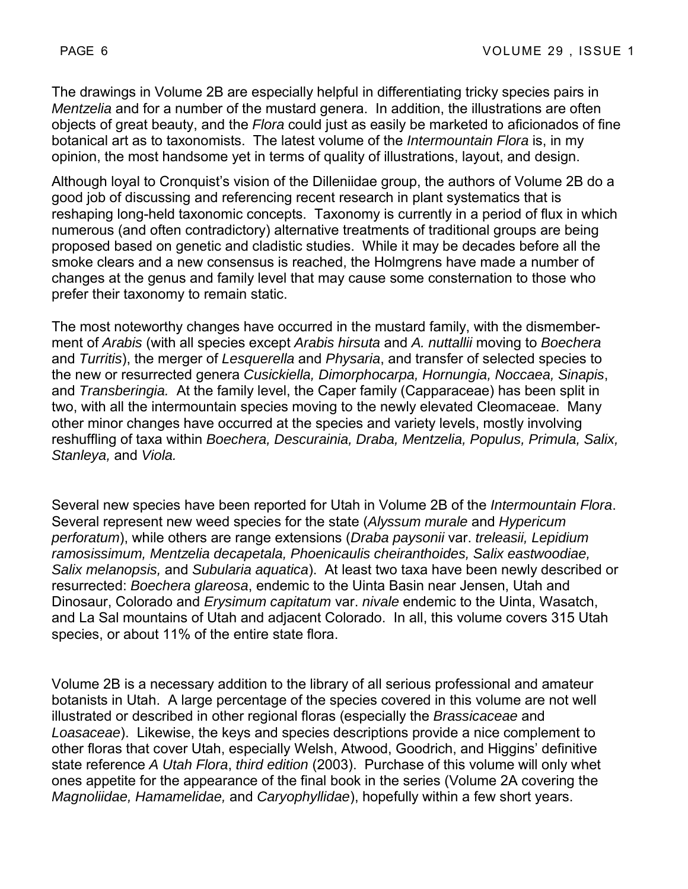The drawings in Volume 2B are especially helpful in differentiating tricky species pairs in *Mentzelia* and for a number of the mustard genera. In addition, the illustrations are often objects of great beauty, and the *Flora* could just as easily be marketed to aficionados of fine botanical art as to taxonomists. The latest volume of the *Intermountain Flora* is, in my opinion, the most handsome yet in terms of quality of illustrations, layout, and design.

Although loyal to Cronquist's vision of the Dilleniidae group, the authors of Volume 2B do a good job of discussing and referencing recent research in plant systematics that is reshaping long-held taxonomic concepts. Taxonomy is currently in a period of flux in which numerous (and often contradictory) alternative treatments of traditional groups are being proposed based on genetic and cladistic studies. While it may be decades before all the smoke clears and a new consensus is reached, the Holmgrens have made a number of changes at the genus and family level that may cause some consternation to those who prefer their taxonomy to remain static.

The most noteworthy changes have occurred in the mustard family, with the dismemberment of *Arabis* (with all species except *Arabis hirsuta* and *A. nuttallii* moving to *Boechera* and *Turritis*), the merger of *Lesquerella* and *Physaria*, and transfer of selected species to the new or resurrected genera *Cusickiella, Dimorphocarpa, Hornungia, Noccaea, Sinapis*, and *Transberingia.* At the family level, the Caper family (Capparaceae) has been split in two, with all the intermountain species moving to the newly elevated Cleomaceae. Many other minor changes have occurred at the species and variety levels, mostly involving reshuffling of taxa within *Boechera, Descurainia, Draba, Mentzelia, Populus, Primula, Salix, Stanleya,* and *Viola.*

Several new species have been reported for Utah in Volume 2B of the *Intermountain Flora*. Several represent new weed species for the state (*Alyssum murale* and *Hypericum perforatum*), while others are range extensions (*Draba paysonii* var. *treleasii, Lepidium ramosissimum, Mentzelia decapetala, Phoenicaulis cheiranthoides, Salix eastwoodiae, Salix melanopsis,* and *Subularia aquatica*). At least two taxa have been newly described or resurrected: *Boechera glareosa*, endemic to the Uinta Basin near Jensen, Utah and Dinosaur, Colorado and *Erysimum capitatum* var. *nivale* endemic to the Uinta, Wasatch, and La Sal mountains of Utah and adjacent Colorado. In all, this volume covers 315 Utah species, or about 11% of the entire state flora.

Volume 2B is a necessary addition to the library of all serious professional and amateur botanists in Utah. A large percentage of the species covered in this volume are not well illustrated or described in other regional floras (especially the *Brassicaceae* and *Loasaceae*). Likewise, the keys and species descriptions provide a nice complement to other floras that cover Utah, especially Welsh, Atwood, Goodrich, and Higgins' definitive state reference *A Utah Flora*, *third edition* (2003). Purchase of this volume will only whet ones appetite for the appearance of the final book in the series (Volume 2A covering the *Magnoliidae, Hamamelidae,* and *Caryophyllidae*), hopefully within a few short years.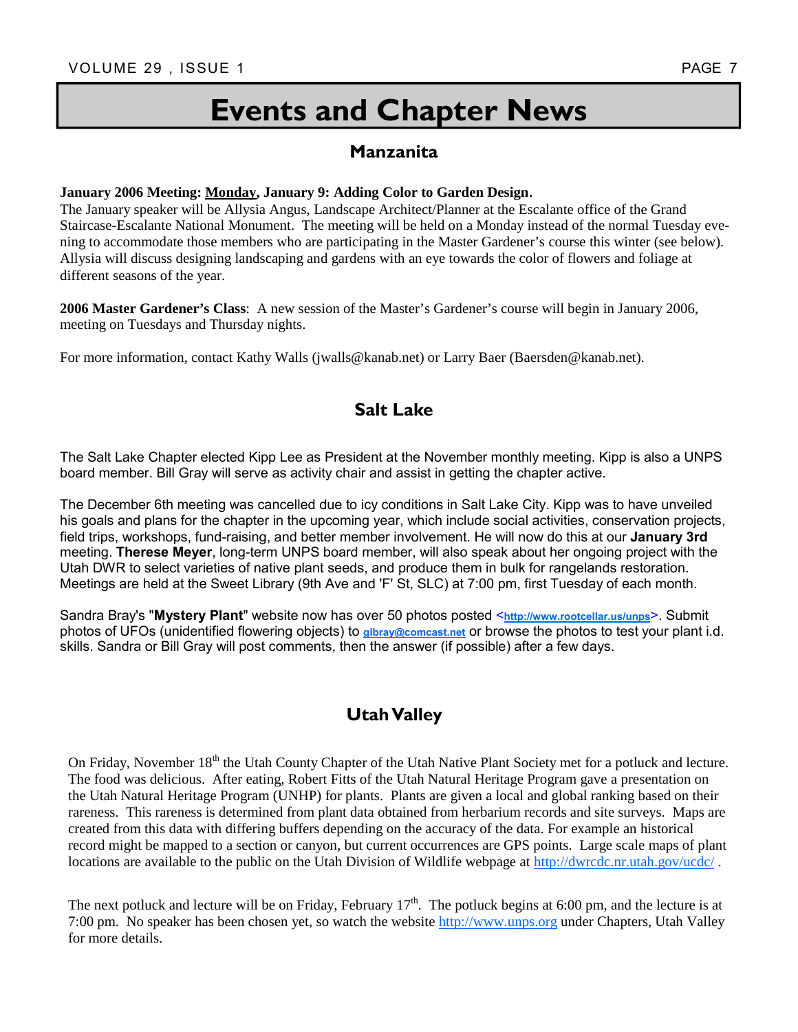# Events and Chapter News

## Manzanita

**January 2006 Meeting: Monday, January 9: Adding Color to Garden Design.**
The January speaker will be Allysia Angus, Landscape Architect/Planner at the Escalante office of the Grand Staircase-Escalante National Monument. The meeting will be held on a Monday instead of the normal Tuesday evening to accommodate those members who are participating in the Master Gardener's course this winter (see below). Allysia will discuss designing landscaping and gardens with an eye towards the color of flowers and foliage at different seasons of the year.

**2006 Master Gardener's Class**: A new session of the Master's Gardener's course will begin in January 2006, meeting on Tuesdays and Thursday nights.

For more information, contact Kathy Walls (jwalls@kanab.net) or Larry Baer (Baersden@kanab.net).

## Salt Lake

The Salt Lake Chapter elected Kipp Lee as President at the November monthly meeting. Kipp is also a UNPS board member. Bill Gray will serve as activity chair and assist in getting the chapter active.

The December 6th meeting was cancelled due to icy conditions in Salt Lake City. Kipp was to have unveiled his goals and plans for the chapter in the upcoming year, which include social activities, conservation projects, field trips, workshops, fund-raising, and better member involvement. He will now do this at our **January 3rd** meeting. **Therese Meyer**, long-term UNPS board member, will also speak about her ongoing project with the Utah DWR to select varieties of native plant seeds, and produce them in bulk for rangelands restoration. Meetings are held at the Sweet Library (9th Ave and 'F' St, SLC) at 7:00 pm, first Tuesday of each month.

Sandra Bray's "**Mystery Plant**" website now has over 50 photos posted <http://www.rootcellar.us/unps>. Submit photos of UFOs (unidentified flowering objects) to glbray@comcast.net or browse the photos to test your plant i.d. skills. Sandra or Bill Gray will post comments, then the answer (if possible) after a few days.

## Utah Valley

On Friday, November 18th the Utah County Chapter of the Utah Native Plant Society met for a potluck and lecture. The food was delicious. After eating, Robert Fitts of the Utah Natural Heritage Program gave a presentation on the Utah Natural Heritage Program (UNHP) for plants. Plants are given a local and global ranking based on their rareness. This rareness is determined from plant data obtained from herbarium records and site surveys. Maps are created from this data with differing buffers depending on the accuracy of the data. For example an historical record might be mapped to a section or canyon, but current occurrences are GPS points. Large scale maps of plant locations are available to the public on the Utah Division of Wildlife webpage at http://dwrcdc.nr.utah.gov/ucdc/ .

The next potluck and lecture will be on Friday, February 17th. The potluck begins at 6:00 pm, and the lecture is at 7:00 pm. No speaker has been chosen yet, so watch the website http://www.unps.org under Chapters, Utah Valley for more details.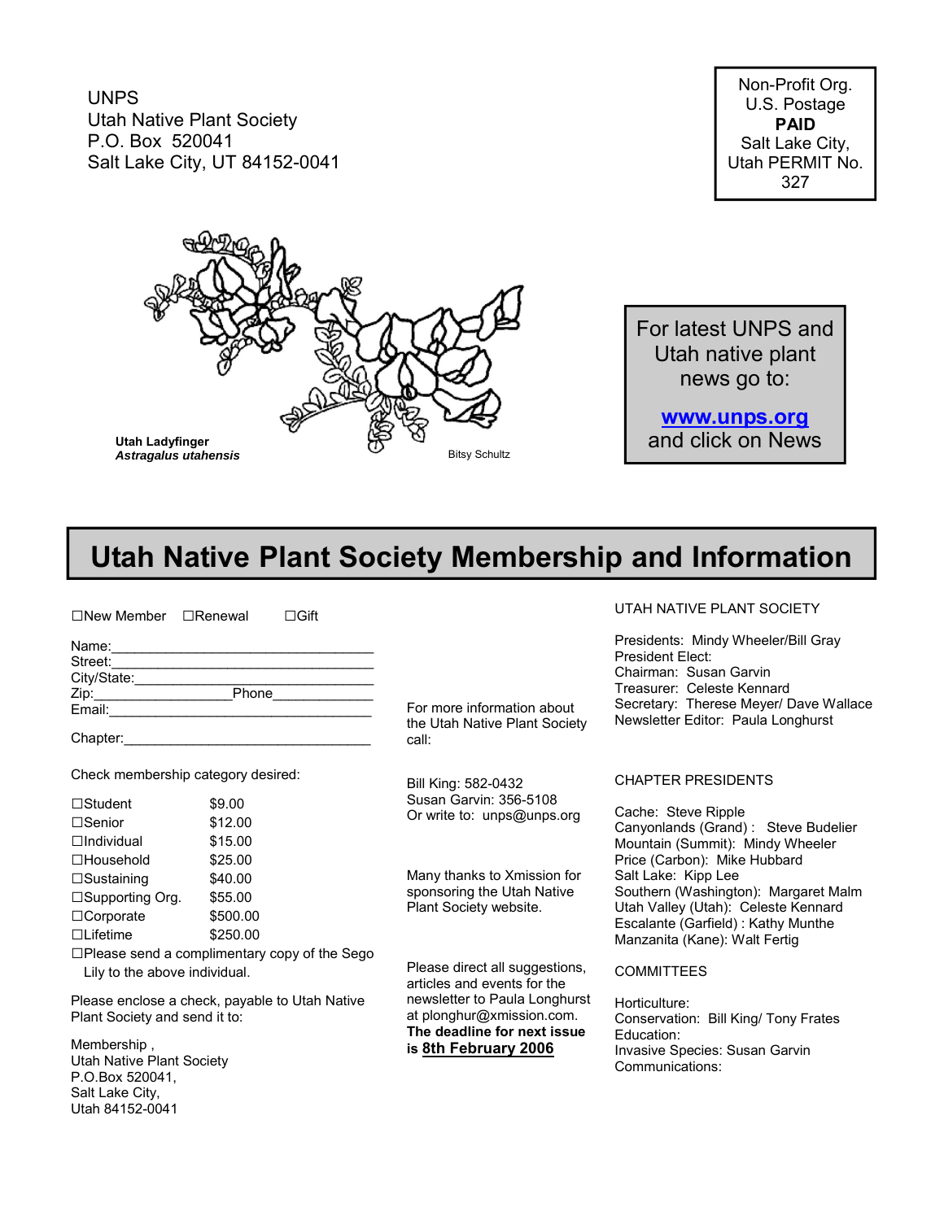UNPS
Utah Native Plant Society
P.O. Box 520041
Salt Lake City, UT 84152-0041

Non-Profit Org.
U.S. Postage
**PAID**
Salt Lake City, Utah PERMIT No. 327

**Utah Ladyfinger**
***Astragalus utahensis***

Bitsy Schultz

For latest UNPS and Utah native plant news go to:

**[www.unps.org](http://www.unps.org)**
and click on News

# Utah Native Plant Society Membership and Information

☐New Member ☐Renewal ☐Gift

Name:\_\_\_\_\_\_\_\_\_\_\_\_\_\_\_\_\_\_\_\_\_\_\_\_\_\_\_\_\_\_\_\_\_\_
Street:\_\_\_\_\_\_\_\_\_\_\_\_\_\_\_\_\_\_\_\_\_\_\_\_\_\_\_\_\_\_\_\_\_\_
City/State:\_\_\_\_\_\_\_\_\_\_\_\_\_\_\_\_\_\_\_\_\_\_\_\_\_\_\_\_\_\_
Zip:\_\_\_\_\_\_\_\_\_\_\_\_\_\_\_\_\_Phone\_\_\_\_\_\_\_\_\_\_\_\_\_
Email:\_\_\_\_\_\_\_\_\_\_\_\_\_\_\_\_\_\_\_\_\_\_\_\_\_\_\_\_\_\_\_\_\_\_

Chapter:\_\_\_\_\_\_\_\_\_\_\_\_\_\_\_\_\_\_\_\_\_\_\_\_\_\_\_\_\_\_\_\_

Check membership category desired:

| | |
|---|---|
| ☐Student | $9.00 |
| ☐Senior | $12.00 |
| ☐Individual | $15.00 |
| ☐Household | $25.00 |
| ☐Sustaining | $40.00 |
| ☐Supporting Org. | $55.00 |
| ☐Corporate | $500.00 |
| ☐Lifetime | $250.00 |

☐Please send a complimentary copy of the Sego Lily to the above individual.

Please enclose a check, payable to Utah Native Plant Society and send it to:

Membership ,
Utah Native Plant Society
P.O.Box 520041,
Salt Lake City,
Utah 84152-0041

For more information about the Utah Native Plant Society call:

Bill King: 582-0432
Susan Garvin: 356-5108
Or write to: unps@unps.org

Many thanks to Xmission for sponsoring the Utah Native Plant Society website.

Please direct all suggestions, articles and events for the newsletter to Paula Longhurst at plonghur@xmission.com.
**The deadline for next issue is <u>8th February 2006</u>**

UTAH NATIVE PLANT SOCIETY

Presidents: Mindy Wheeler/Bill Gray
President Elect:
Chairman: Susan Garvin
Treasurer: Celeste Kennard
Secretary: Therese Meyer/ Dave Wallace
Newsletter Editor: Paula Longhurst

CHAPTER PRESIDENTS

Cache: Steve Ripple
Canyonlands (Grand) : Steve Budelier
Mountain (Summit): Mindy Wheeler
Price (Carbon): Mike Hubbard
Salt Lake: Kipp Lee
Southern (Washington): Margaret Malm
Utah Valley (Utah): Celeste Kennard
Escalante (Garfield) : Kathy Munthe
Manzanita (Kane): Walt Fertig

COMMITTEES

Horticulture:
Conservation: Bill King/ Tony Frates
Education:
Invasive Species: Susan Garvin
Communications: